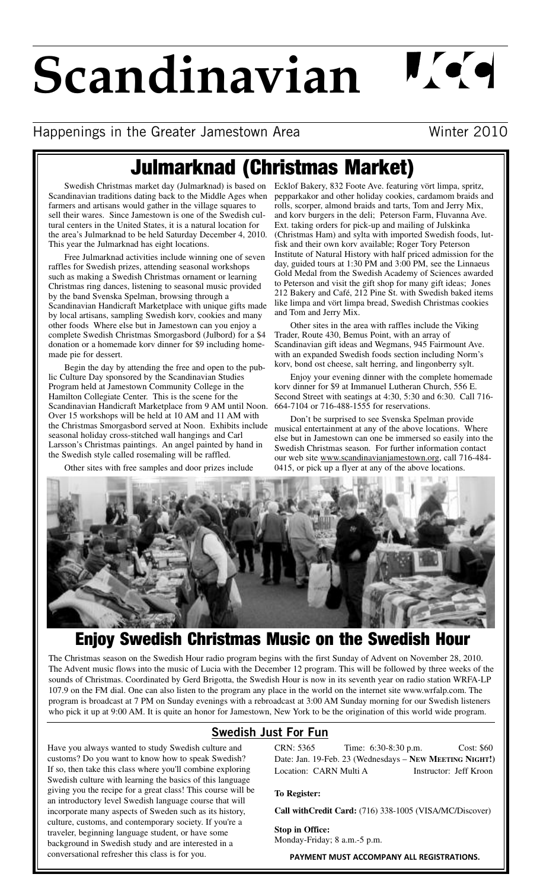# Scandinavian

Happenings in the Greater Jamestown Area — Winter 2010

## Julmarknad (Christmas Market)

Swedish Christmas market day (Julmarknad) is based on Scandinavian traditions dating back to the Middle Ages when farmers and artisans would gather in the village squares to sell their wares. Since Jamestown is one of the Swedish cultural centers in the United States, it is a natural location for the area's Julmarknad to be held Saturday December 4, 2010. This year the Julmarknad has eight locations.

Free Julmarknad activities include winning one of seven raffles for Swedish prizes, attending seasonal workshops such as making a Swedish Christmas ornament or learning Christmas ring dances, listening to seasonal music provided by the band Svenska Spelman, browsing through a Scandinavian Handicraft Marketplace with unique gifts made by local artisans, sampling Swedish korv, cookies and many other foods Where else but in Jamestown can you enjoy a complete Swedish Christmas Smorgasbord (Julbord) for a $4 donation or a homemade korv dinner for $9 including homemade pie for dessert.

Begin the day by attending the free and open to the public Culture Day sponsored by the Scandinavian Studies Program held at Jamestown Community College in the Hamilton Collegiate Center. This is the scene for the Scandinavian Handicraft Marketplace from 9 AM until Noon. Over 15 workshops will be held at 10 AM and 11 AM with the Christmas Smorgasbord served at Noon. Exhibits include seasonal holiday cross-stitched wall hangings and Carl Larsson's Christmas paintings. An angel painted by hand in the Swedish style called rosemaling will be raffled.

Other sites with free samples and door prizes include Ecklof Bakery, 832 Foote Ave. featuring vört limpa, spritz, pepparkakor and other holiday cookies, cardamom braids and rolls, scorper, almond braids and tarts, Tom and Jerry Mix, and korv burgers in the deli; Peterson Farm, Fluvanna Ave. Ext. taking orders for pick-up and mailing of Julskinka (Christmas Ham) and sylta with imported Swedish foods, lutfisk and their own korv available; Roger Tory Peterson Institute of Natural History with half priced admission for the day, guided tours at 1:30 PM and 3:00 PM, see the Linnaeus Gold Medal from the Swedish Academy of Sciences awarded to Peterson and visit the gift shop for many gift ideas; Jones 212 Bakery and Café, 212 Pine St. with Swedish baked items like limpa and vört limpa bread, Swedish Christmas cookies and Tom and Jerry Mix.

Other sites in the area with raffles include the Viking Trader, Route 430, Bemus Point, with an array of Scandinavian gift ideas and Wegmans, 945 Fairmount Ave. with an expanded Swedish foods section including Norm's korv, bond ost cheese, salt herring, and lingonberry sylt.

Enjoy your evening dinner with the complete homemade korv dinner for $9 at Immanuel Lutheran Church, 556 E. Second Street with seatings at 4:30, 5:30 and 6:30. Call 716-664-7104 or 716-488-1555 for reservations.

Don't be surprised to see Svenska Spelman provide musical entertainment at any of the above locations. Where else but in Jamestown can one be immersed so easily into the Swedish Christmas season. For further information contact our web site www.scandinavianjamestown.org, call 716-484-0415, or pick up a flyer at any of the above locations.

## Enjoy Swedish Christmas Music on the Swedish Hour

The Christmas season on the Swedish Hour radio program begins with the first Sunday of Advent on November 28, 2010. The Advent music flows into the music of Lucia with the December 12 program. This will be followed by three weeks of the sounds of Christmas. Coordinated by Gerd Brigotta, the Swedish Hour is now in its seventh year on radio station WRFA-LP 107.9 on the FM dial. One can also listen to the program any place in the world on the internet site www.wrfalp.com. The program is broadcast at 7 PM on Sunday evenings with a rebroadcast at 3:00 AM Sunday morning for our Swedish listeners who pick it up at 9:00 AM. It is quite an honor for Jamestown, New York to be the origination of this world wide program.

### Swedish Just For Fun

Have you always wanted to study Swedish culture and customs? Do you want to know how to speak Swedish? If so, then take this class where you'll combine exploring Swedish culture with learning the basics of this language giving you the recipe for a great class! This course will be an introductory level Swedish language course that will incorporate many aspects of Sweden such as its history, culture, customs, and contemporary society. If you're a traveler, beginning language student, or have some background in Swedish study and are interested in a conversational refresher this class is for you.

CRN: 5365 — Time: 6:30-8:30 p.m. — Cost: $60
Date: Jan. 19-Feb. 23 (Wednesdays – **NEW MEETING NIGHT!**)
Location: CARN Multi A — Instructor: Jeff Kroon

**To Register:**

**Call withCredit Card:** (716) 338-1005 (VISA/MC/Discover)

**Stop in Office:**
Monday-Friday; 8 a.m.-5 p.m.

**PAYMENT MUST ACCOMPANY ALL REGISTRATIONS.**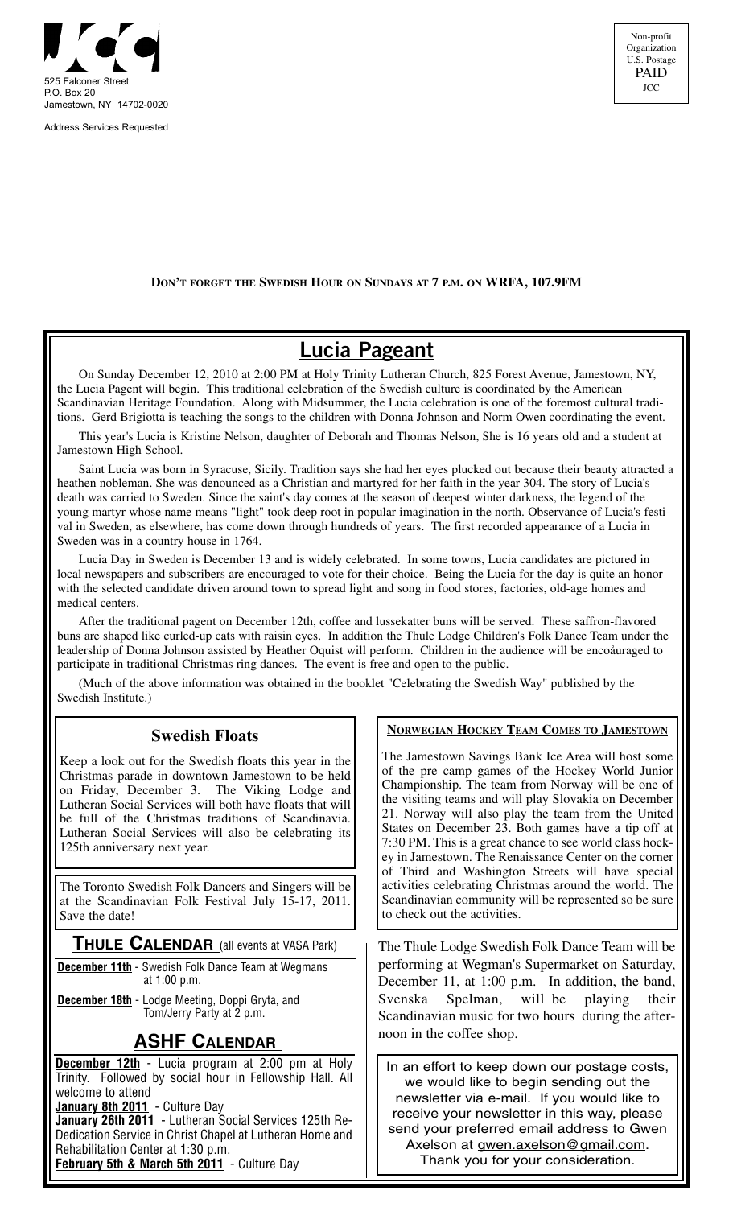525 Falconer Street
P.O. Box 20
Jamestown, NY 14702-0020

Address Services Requested

Non-profit
Organization
U.S. Postage
PAID
JCC

**DON'T FORGET THE SWEDISH HOUR ON SUNDAYS AT 7 P.M. ON WRFA, 107.9FM**

# Lucia Pageant

On Sunday December 12, 2010 at 2:00 PM at Holy Trinity Lutheran Church, 825 Forest Avenue, Jamestown, NY, the Lucia Pagent will begin. This traditional celebration of the Swedish culture is coordinated by the American Scandinavian Heritage Foundation. Along with Midsummer, the Lucia celebration is one of the foremost cultural traditions. Gerd Brigiotta is teaching the songs to the children with Donna Johnson and Norm Owen coordinating the event.

This year's Lucia is Kristine Nelson, daughter of Deborah and Thomas Nelson, She is 16 years old and a student at Jamestown High School.

Saint Lucia was born in Syracuse, Sicily. Tradition says she had her eyes plucked out because their beauty attracted a heathen nobleman. She was denounced as a Christian and martyred for her faith in the year 304. The story of Lucia's death was carried to Sweden. Since the saint's day comes at the season of deepest winter darkness, the legend of the young martyr whose name means "light" took deep root in popular imagination in the north. Observance of Lucia's festival in Sweden, as elsewhere, has come down through hundreds of years. The first recorded appearance of a Lucia in Sweden was in a country house in 1764.

Lucia Day in Sweden is December 13 and is widely celebrated. In some towns, Lucia candidates are pictured in local newspapers and subscribers are encouraged to vote for their choice. Being the Lucia for the day is quite an honor with the selected candidate driven around town to spread light and song in food stores, factories, old-age homes and medical centers.

After the traditional pagent on December 12th, coffee and lussekatter buns will be served. These saffron-flavored buns are shaped like curled-up cats with raisin eyes. In addition the Thule Lodge Children's Folk Dance Team under the leadership of Donna Johnson assisted by Heather Oquist will perform. Children in the audience will be encoåuraged to participate in traditional Christmas ring dances. The event is free and open to the public.

(Much of the above information was obtained in the booklet "Celebrating the Swedish Way" published by the Swedish Institute.)

## Swedish Floats

Keep a look out for the Swedish floats this year in the Christmas parade in downtown Jamestown to be held on Friday, December 3. The Viking Lodge and Lutheran Social Services will both have floats that will be full of the Christmas traditions of Scandinavia. Lutheran Social Services will also be celebrating its 125th anniversary next year.

The Toronto Swedish Folk Dancers and Singers will be at the Scandinavian Folk Festival July 15-17, 2011. Save the date!

## THULE CALENDAR (all events at VASA Park)

**December 11th** - Swedish Folk Dance Team at Wegmans at 1:00 p.m.

**December 18th** - Lodge Meeting, Doppi Gryta, and Tom/Jerry Party at 2 p.m.

## ASHF CALENDAR

**December 12th** - Lucia program at 2:00 pm at Holy Trinity. Followed by social hour in Fellowship Hall. All welcome to attend

**January 8th 2011** - Culture Day

**January 26th 2011** - Lutheran Social Services 125th Re-Dedication Service in Christ Chapel at Lutheran Home and Rehabilitation Center at 1:30 p.m.

**February 5th & March 5th 2011** - Culture Day

## NORWEGIAN HOCKEY TEAM COMES TO JAMESTOWN

The Jamestown Savings Bank Ice Area will host some of the pre camp games of the Hockey World Junior Championship. The team from Norway will be one of the visiting teams and will play Slovakia on December 21. Norway will also play the team from the United States on December 23. Both games have a tip off at 7:30 PM. This is a great chance to see world class hockey in Jamestown. The Renaissance Center on the corner of Third and Washington Streets will have special activities celebrating Christmas around the world. The Scandinavian community will be represented so be sure to check out the activities.

The Thule Lodge Swedish Folk Dance Team will be performing at Wegman's Supermarket on Saturday, December 11, at 1:00 p.m. In addition, the band, Svenska Spelman, will be playing their Scandinavian music for two hours during the afternoon in the coffee shop.

In an effort to keep down our postage costs, we would like to begin sending out the newsletter via e-mail. If you would like to receive your newsletter in this way, please send your preferred email address to Gwen Axelson at gwen.axelson@gmail.com. Thank you for your consideration.